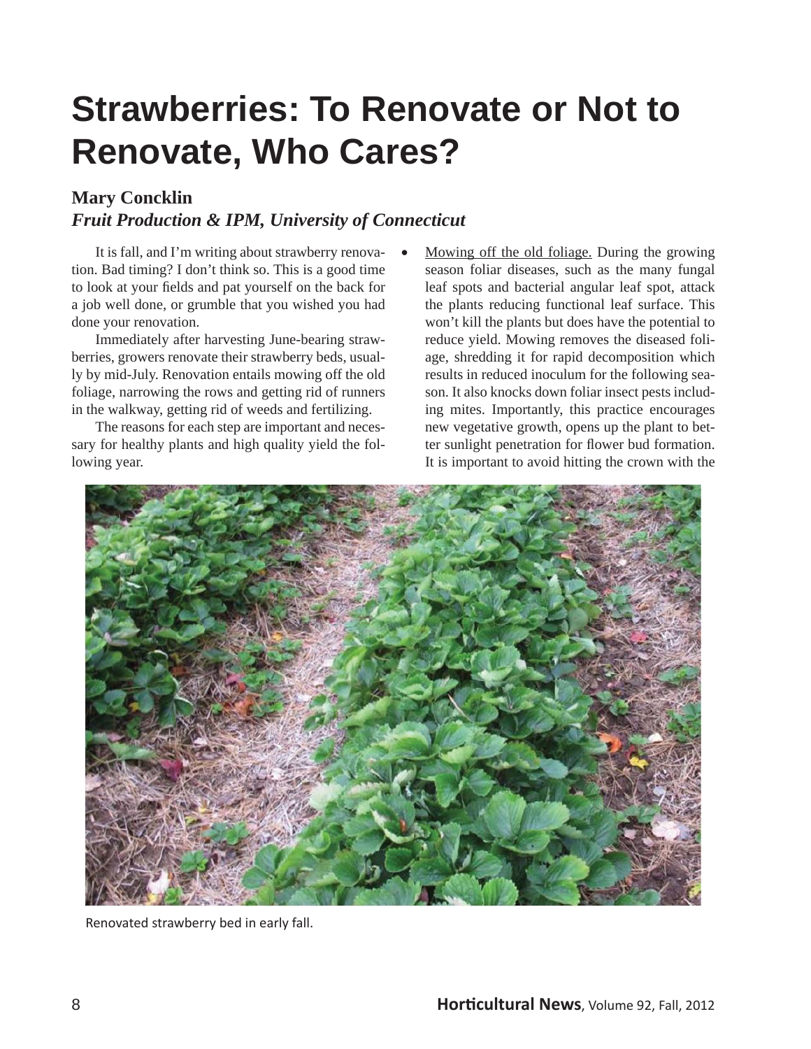# Strawberries: To Renovate or Not to Renovate, Who Cares?

**Mary Concklin**
***Fruit Production & IPM, University of Connecticut***

It is fall, and I'm writing about strawberry renovation. Bad timing? I don't think so. This is a good time to look at your fields and pat yourself on the back for a job well done, or grumble that you wished you had done your renovation.

Immediately after harvesting June-bearing strawberries, growers renovate their strawberry beds, usually by mid-July. Renovation entails mowing off the old foliage, narrowing the rows and getting rid of runners in the walkway, getting rid of weeds and fertilizing.

The reasons for each step are important and necessary for healthy plants and high quality yield the following year.

- Mowing off the old foliage. During the growing season foliar diseases, such as the many fungal leaf spots and bacterial angular leaf spot, attack the plants reducing functional leaf surface. This won't kill the plants but does have the potential to reduce yield. Mowing removes the diseased foliage, shredding it for rapid decomposition which results in reduced inoculum for the following season. It also knocks down foliar insect pests including mites. Importantly, this practice encourages new vegetative growth, opens up the plant to better sunlight penetration for flower bud formation. It is important to avoid hitting the crown with the

Renovated strawberry bed in early fall.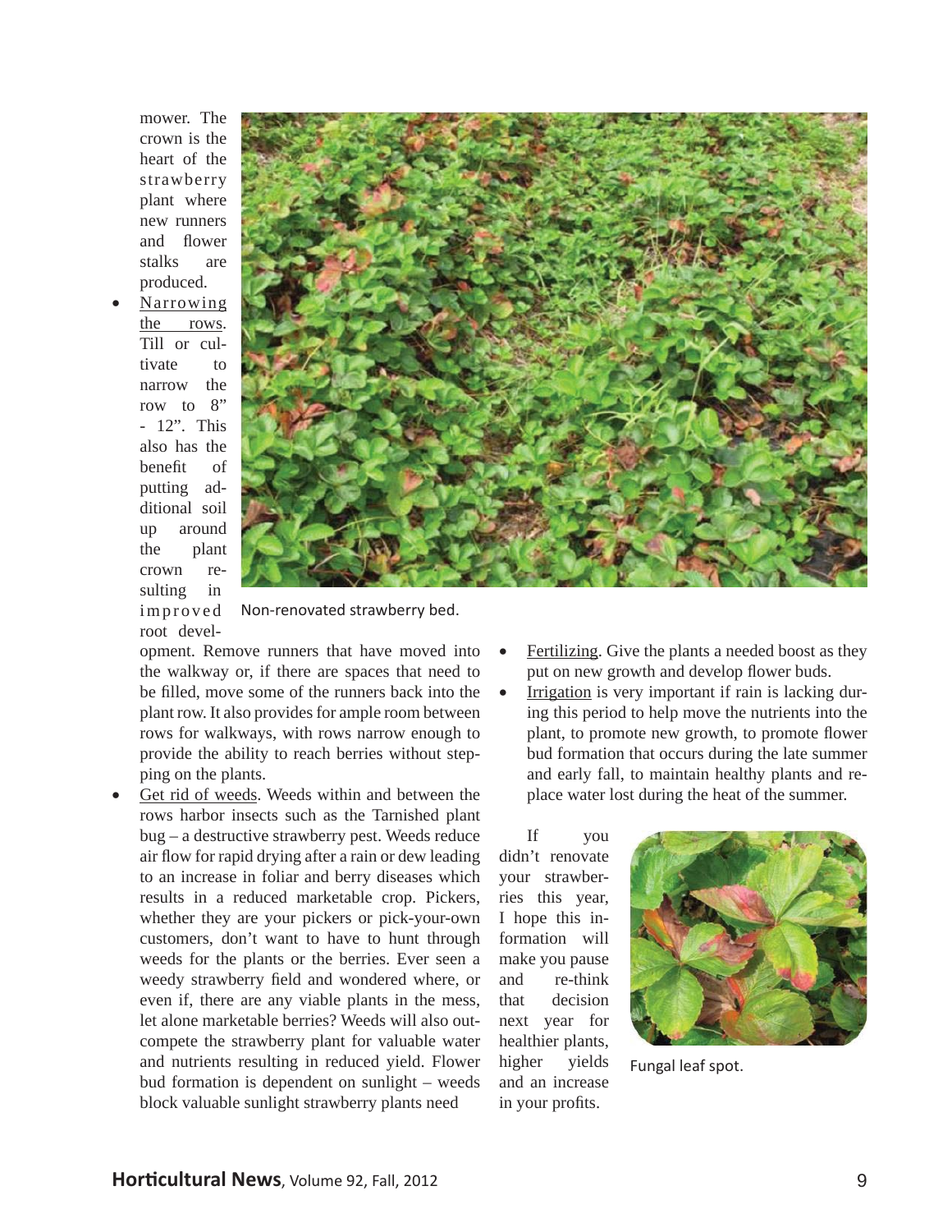mower. The crown is the heart of the strawberry plant where new runners and flower stalks are produced.

- Narrowing the rows. Till or cultivate to narrow the row to 8" - 12". This also has the benefit of putting additional soil up around the plant crown resulting in improved root development. Remove runners that have moved into the walkway or, if there are spaces that need to be filled, move some of the runners back into the plant row. It also provides for ample room between rows for walkways, with rows narrow enough to provide the ability to reach berries without stepping on the plants.
- Get rid of weeds. Weeds within and between the rows harbor insects such as the Tarnished plant bug – a destructive strawberry pest. Weeds reduce air flow for rapid drying after a rain or dew leading to an increase in foliar and berry diseases which results in a reduced marketable crop. Pickers, whether they are your pickers or pick-your-own customers, don't want to have to hunt through weeds for the plants or the berries. Ever seen a weedy strawberry field and wondered where, or even if, there are any viable plants in the mess, let alone marketable berries? Weeds will also outcompete the strawberry plant for valuable water and nutrients resulting in reduced yield. Flower bud formation is dependent on sunlight – weeds block valuable sunlight strawberry plants need

Non-renovated strawberry bed.

- Fertilizing. Give the plants a needed boost as they put on new growth and develop flower buds.
- Irrigation is very important if rain is lacking during this period to help move the nutrients into the plant, to promote new growth, to promote flower bud formation that occurs during the late summer and early fall, to maintain healthy plants and replace water lost during the heat of the summer.

If you didn't renovate your strawberries this year, I hope this information will make you pause and re-think that decision next year for healthier plants, higher yields and an increase in your profits.

Fungal leaf spot.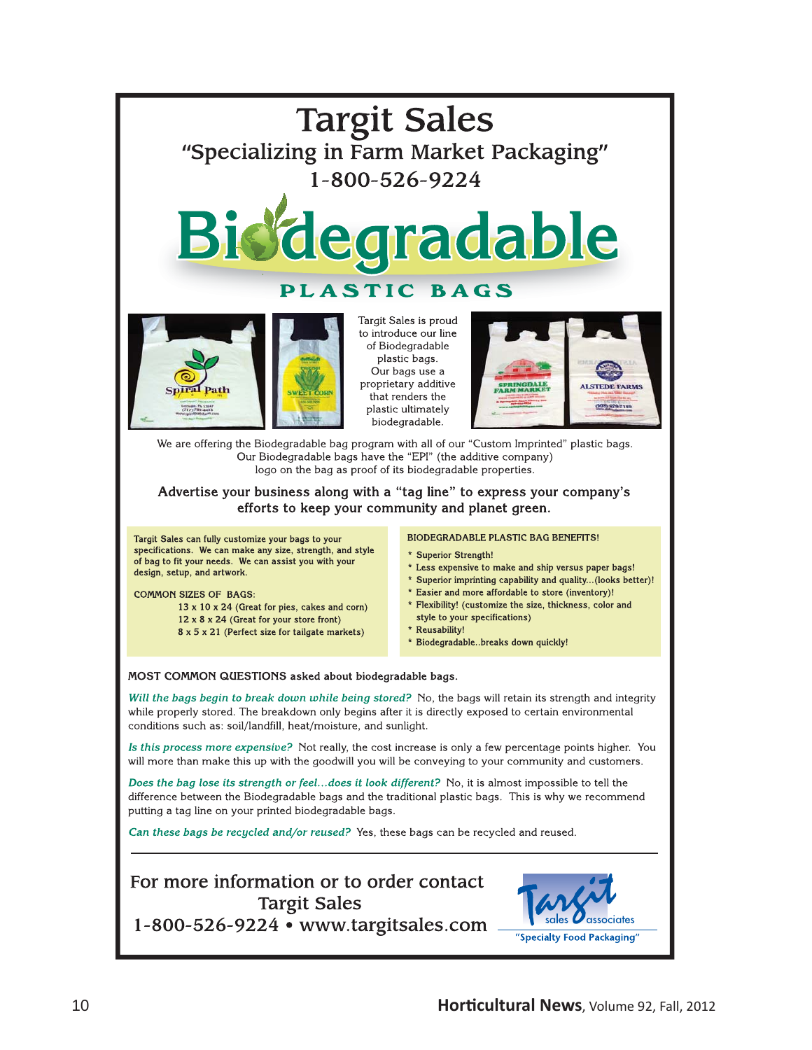# Targit Sales

## "Specializing in Farm Market Packaging"

## 1-800-526-9224

# Biodegradable

## PLASTIC BAGS

Targit Sales is proud to introduce our line of Biodegradable plastic bags. Our bags use a proprietary additive that renders the plastic ultimately biodegradable.

We are offering the Biodegradable bag program with all of our "Custom Imprinted" plastic bags. Our Biodegradable bags have the "EPI" (the additive company) logo on the bag as proof of its biodegradable properties.

**Advertise your business along with a "tag line" to express your company's efforts to keep your community and planet green.**

Targit Sales can fully customize your bags to your specifications. We can make any size, strength, and style of bag to fit your needs. We can assist you with your design, setup, and artwork.

COMMON SIZES OF BAGS:

- 13 x 10 x 24 (Great for pies, cakes and corn)
- 12 x 8 x 24 (Great for your store front)
- 8 x 5 x 21 (Perfect size for tailgate markets)

BIODEGRADABLE PLASTIC BAG BENEFITS!

* Superior Strength!
* Less expensive to make and ship versus paper bags!
* Superior imprinting capability and quality...(looks better)!
* Easier and more affordable to store (inventory)!
* Flexibility! (customize the size, thickness, color and style to your specifications)
* Reusability!
* Biodegradable..breaks down quickly!

MOST COMMON QUESTIONS asked about biodegradable bags.

*Will the bags begin to break down while being stored?* No, the bags will retain its strength and integrity while properly stored. The breakdown only begins after it is directly exposed to certain environmental conditions such as: soil/landfill, heat/moisture, and sunlight.

*Is this process more expensive?* Not really, the cost increase is only a few percentage points higher. You will more than make this up with the goodwill you will be conveying to your community and customers.

*Does the bag lose its strength or feel...does it look different?* No, it is almost impossible to tell the difference between the Biodegradable bags and the traditional plastic bags. This is why we recommend putting a tag line on your printed biodegradable bags.

*Can these bags be recycled and/or reused?* Yes, these bags can be recycled and reused.

---

For more information or to order contact
Targit Sales
1-800-526-9224 • www.targitsales.com

Targit sales associates
"Specialty Food Packaging"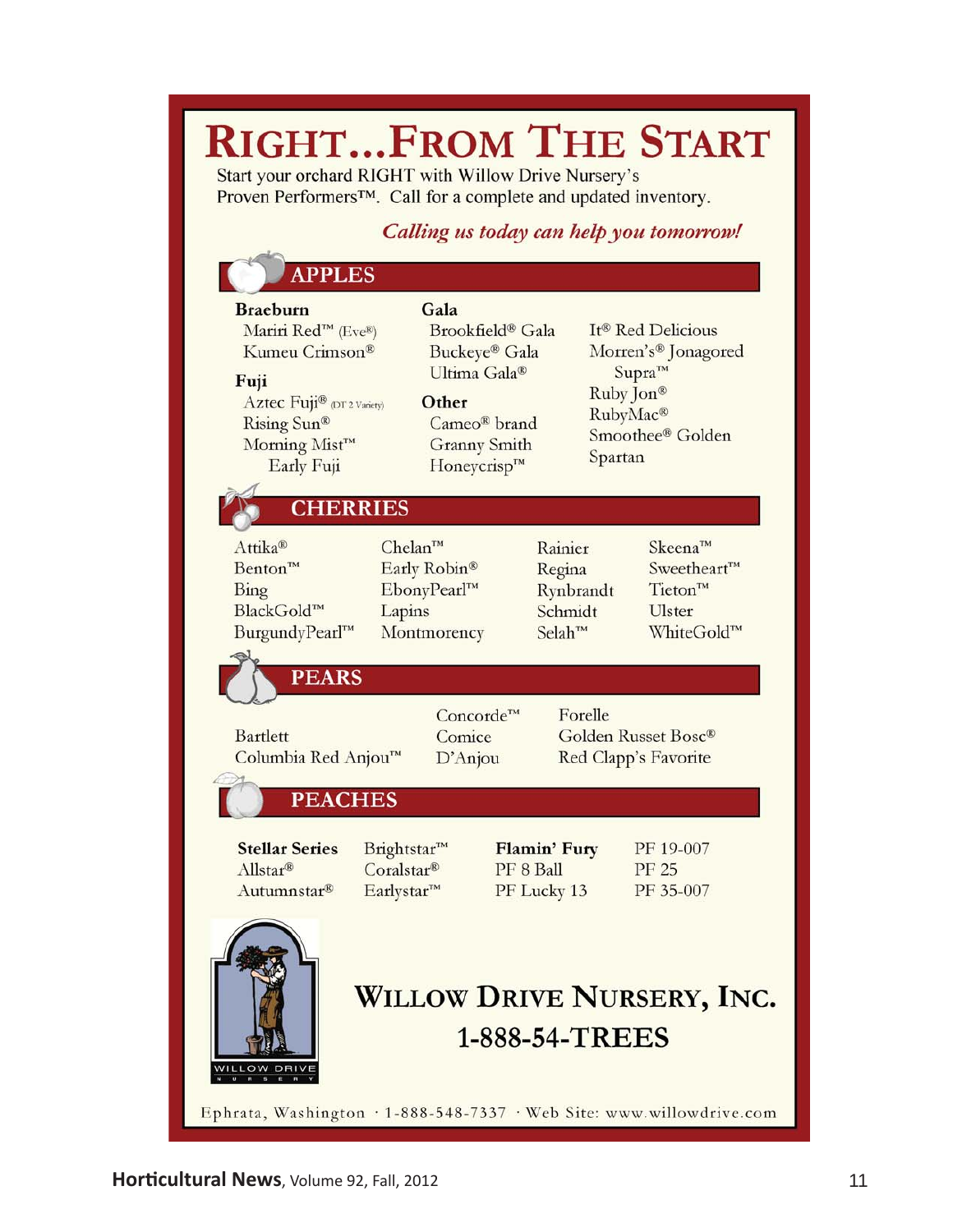# RIGHT…FROM THE START

Start your orchard RIGHT with Willow Drive Nursery's Proven Performers™. Call for a complete and updated inventory.

*Calling us today can help you tomorrow!*

## APPLES

**Braeburn**
- Mariri Red™ (Eve®)
- Kumeu Crimson®

**Fuji**
- Aztec Fuji® (DT 2 Variety)
- Rising Sun®
- Morning Mist™
  - Early Fuji

**Gala**
- Brookfield® Gala
- Buckeye® Gala
- Ultima Gala®

**Other**
- Cameo® brand
- Granny Smith
- Honeycrisp™
- It® Red Delicious
- Morren's® Jonagored
  - Supra™
- Ruby Jon®
- RubyMac®
- Smoothee® Golden
- Spartan

## CHERRIES

Attika®, Benton™, Bing, BlackGold™, BurgundyPearl™, Chelan™, Early Robin®, EbonyPearl™, Lapins, Montmorency, Rainier, Regina, Rynbrandt, Schmidt, Selah™, Skeena™, Sweetheart™, Tieton™, Ulster, WhiteGold™

## PEARS

Bartlett, Columbia Red Anjou™, Concorde™, Comice, D'Anjou, Forelle, Golden Russet Bosc®, Red Clapp's Favorite

## PEACHES

**Stellar Series**
- Allstar®
- Autumnstar®
- Brightstar™
- Coralstar®
- Earlystar™

**Flamin' Fury**
- PF 8 Ball
- PF Lucky 13
- PF 19-007
- PF 25
- PF 35-007

**WILLOW DRIVE NURSERY, INC.**
**1-888-54-TREES**

Ephrata, Washington · 1-888-548-7337 · Web Site: www.willowdrive.com